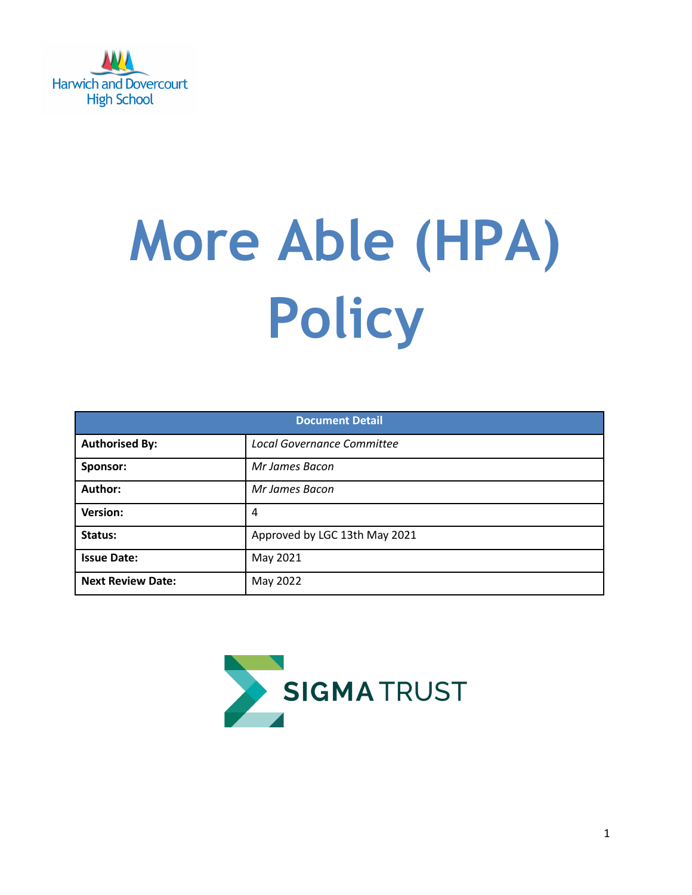Harwich and Dovercourt High School

# More Able (HPA) Policy

| Document Detail | |
|---|---|
| **Authorised By:** | *Local Governance Committee* |
| **Sponsor:** | *Mr James Bacon* |
| **Author:** | *Mr James Bacon* |
| **Version:** | 4 |
| **Status:** | Approved by LGC 13th May 2021 |
| **Issue Date:** | May 2021 |
| **Next Review Date:** | May 2022 |

SIGMA TRUST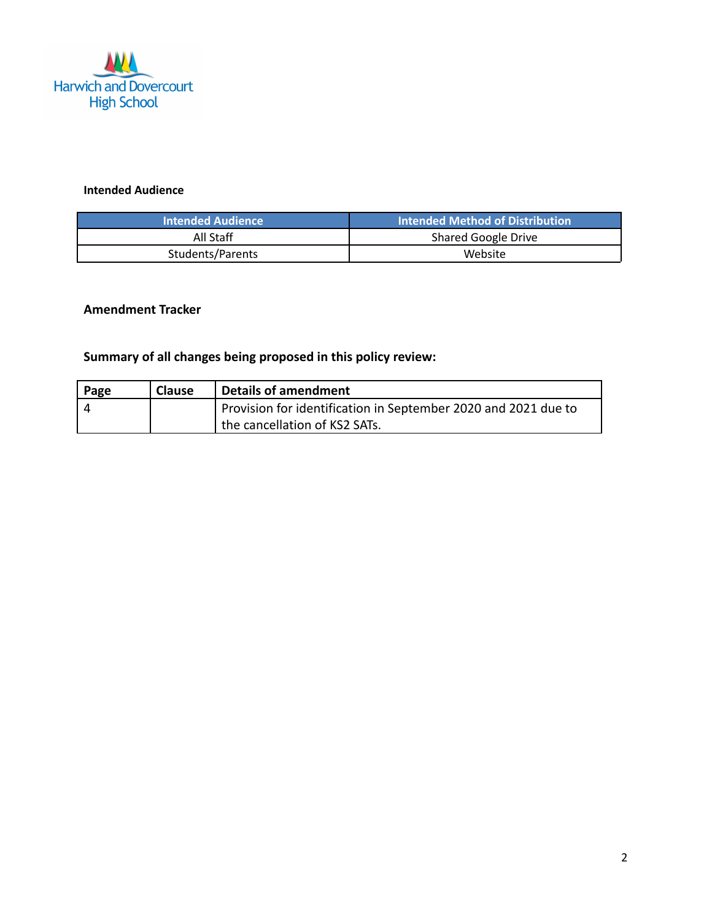Harwich and Dovercourt High School

**Intended Audience**

| Intended Audience | Intended Method of Distribution |
|---|---|
| All Staff | Shared Google Drive |
| Students/Parents | Website |

**Amendment Tracker**

**Summary of all changes being proposed in this policy review:**

| Page | Clause | Details of amendment |
|---|---|---|
| 4 | | Provision for identification in September 2020 and 2021 due to the cancellation of KS2 SATs. |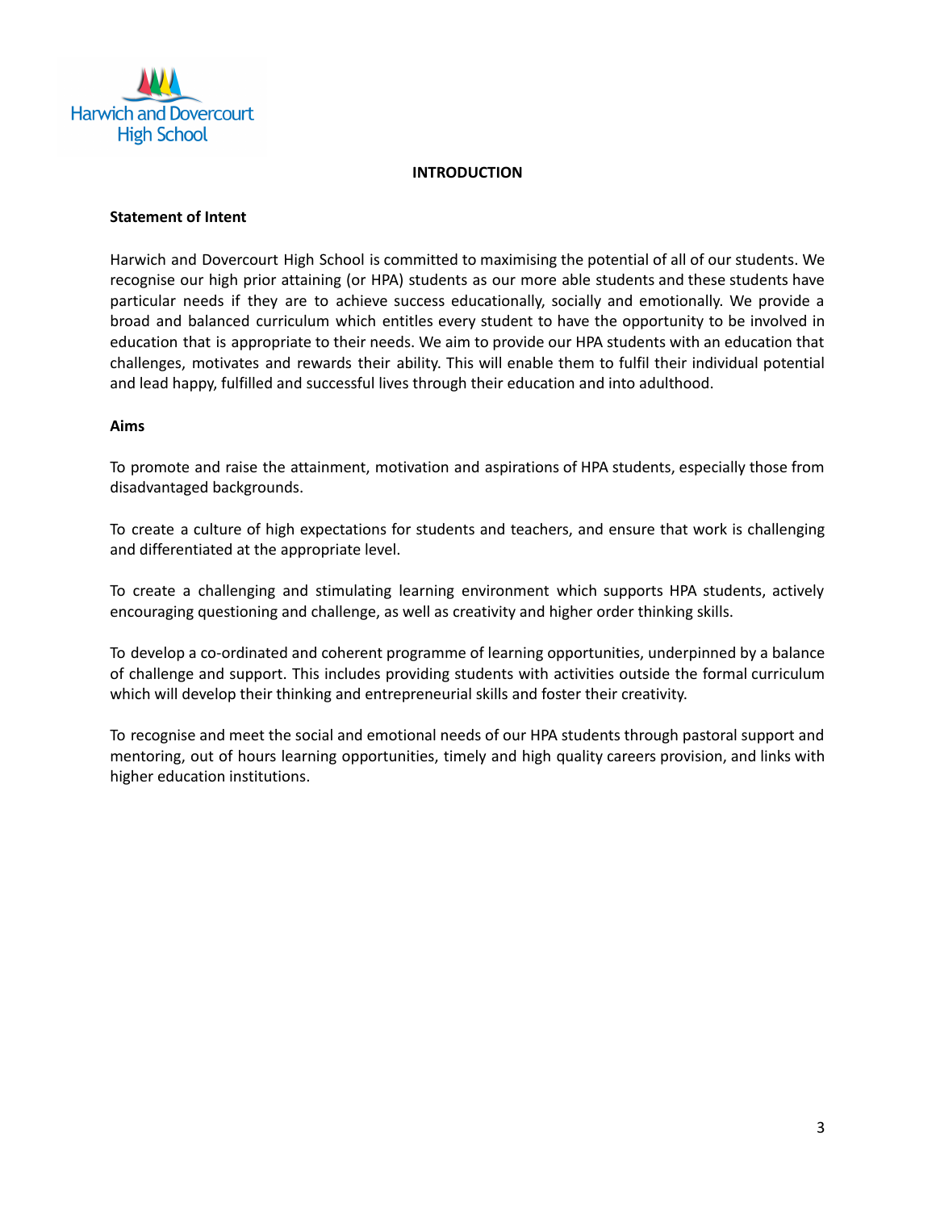## INTRODUCTION

### Statement of Intent

Harwich and Dovercourt High School is committed to maximising the potential of all of our students. We recognise our high prior attaining (or HPA) students as our more able students and these students have particular needs if they are to achieve success educationally, socially and emotionally. We provide a broad and balanced curriculum which entitles every student to have the opportunity to be involved in education that is appropriate to their needs. We aim to provide our HPA students with an education that challenges, motivates and rewards their ability. This will enable them to fulfil their individual potential and lead happy, fulfilled and successful lives through their education and into adulthood.

### Aims

To promote and raise the attainment, motivation and aspirations of HPA students, especially those from disadvantaged backgrounds.

To create a culture of high expectations for students and teachers, and ensure that work is challenging and differentiated at the appropriate level.

To create a challenging and stimulating learning environment which supports HPA students, actively encouraging questioning and challenge, as well as creativity and higher order thinking skills.

To develop a co-ordinated and coherent programme of learning opportunities, underpinned by a balance of challenge and support. This includes providing students with activities outside the formal curriculum which will develop their thinking and entrepreneurial skills and foster their creativity.

To recognise and meet the social and emotional needs of our HPA students through pastoral support and mentoring, out of hours learning opportunities, timely and high quality careers provision, and links with higher education institutions.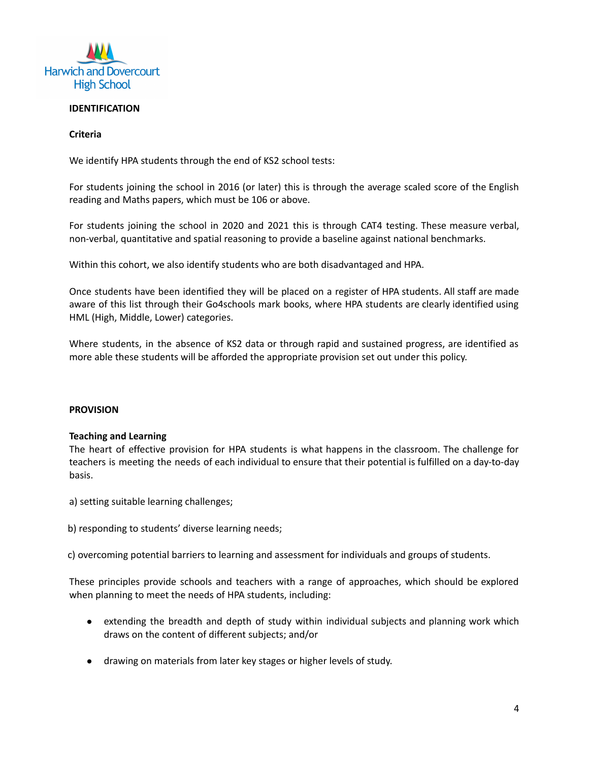## IDENTIFICATION

### Criteria

We identify HPA students through the end of KS2 school tests:

For students joining the school in 2016 (or later) this is through the average scaled score of the English reading and Maths papers, which must be 106 or above.

For students joining the school in 2020 and 2021 this is through CAT4 testing. These measure verbal, non-verbal, quantitative and spatial reasoning to provide a baseline against national benchmarks.

Within this cohort, we also identify students who are both disadvantaged and HPA.

Once students have been identified they will be placed on a register of HPA students. All staff are made aware of this list through their Go4schools mark books, where HPA students are clearly identified using HML (High, Middle, Lower) categories.

Where students, in the absence of KS2 data or through rapid and sustained progress, are identified as more able these students will be afforded the appropriate provision set out under this policy.

## PROVISION

### Teaching and Learning

The heart of effective provision for HPA students is what happens in the classroom. The challenge for teachers is meeting the needs of each individual to ensure that their potential is fulfilled on a day-to-day basis.

a) setting suitable learning challenges;

b) responding to students' diverse learning needs;

c) overcoming potential barriers to learning and assessment for individuals and groups of students.

These principles provide schools and teachers with a range of approaches, which should be explored when planning to meet the needs of HPA students, including:

- extending the breadth and depth of study within individual subjects and planning work which draws on the content of different subjects; and/or
- drawing on materials from later key stages or higher levels of study.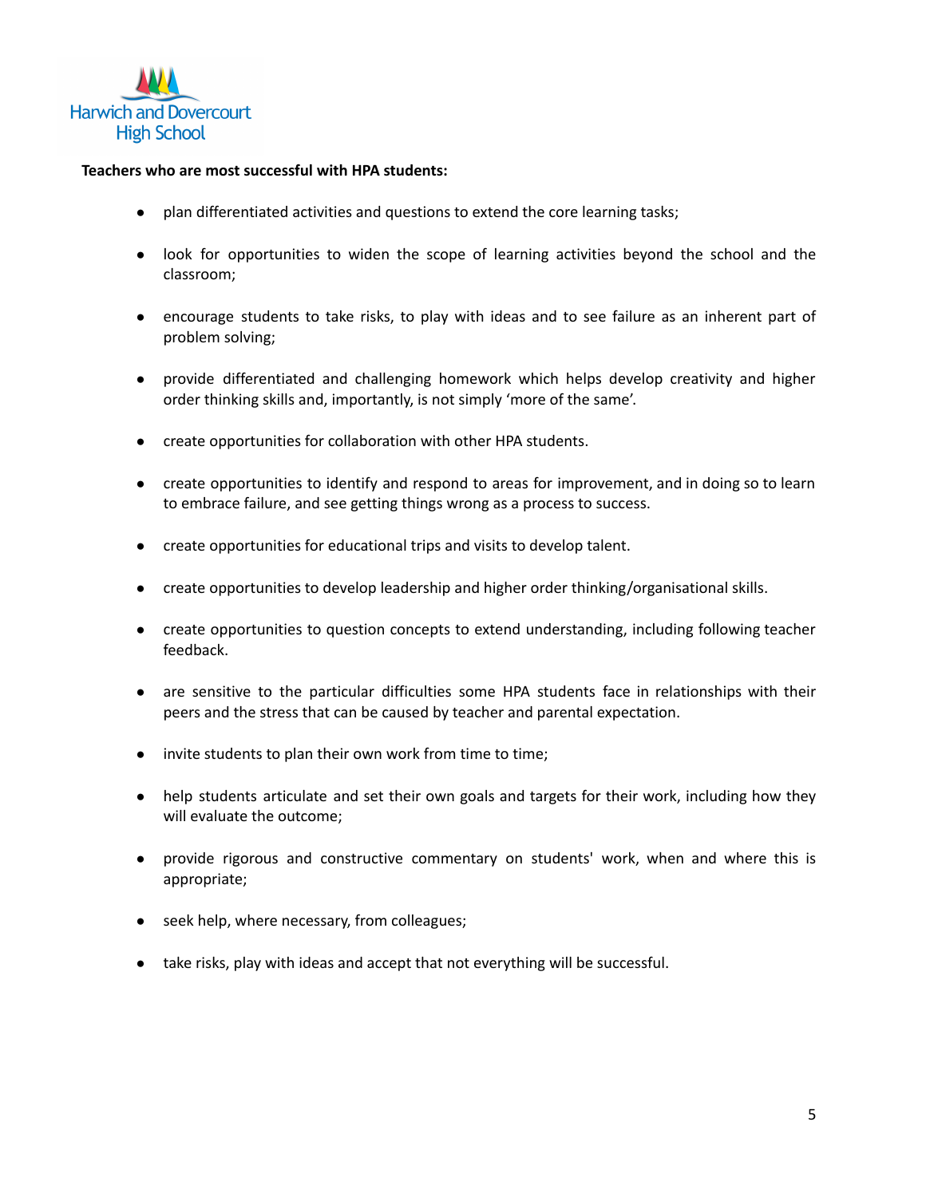**Teachers who are most successful with HPA students:**

- plan differentiated activities and questions to extend the core learning tasks;
- look for opportunities to widen the scope of learning activities beyond the school and the classroom;
- encourage students to take risks, to play with ideas and to see failure as an inherent part of problem solving;
- provide differentiated and challenging homework which helps develop creativity and higher order thinking skills and, importantly, is not simply 'more of the same'.
- create opportunities for collaboration with other HPA students.
- create opportunities to identify and respond to areas for improvement, and in doing so to learn to embrace failure, and see getting things wrong as a process to success.
- create opportunities for educational trips and visits to develop talent.
- create opportunities to develop leadership and higher order thinking/organisational skills.
- create opportunities to question concepts to extend understanding, including following teacher feedback.
- are sensitive to the particular difficulties some HPA students face in relationships with their peers and the stress that can be caused by teacher and parental expectation.
- invite students to plan their own work from time to time;
- help students articulate and set their own goals and targets for their work, including how they will evaluate the outcome;
- provide rigorous and constructive commentary on students' work, when and where this is appropriate;
- seek help, where necessary, from colleagues;
- take risks, play with ideas and accept that not everything will be successful.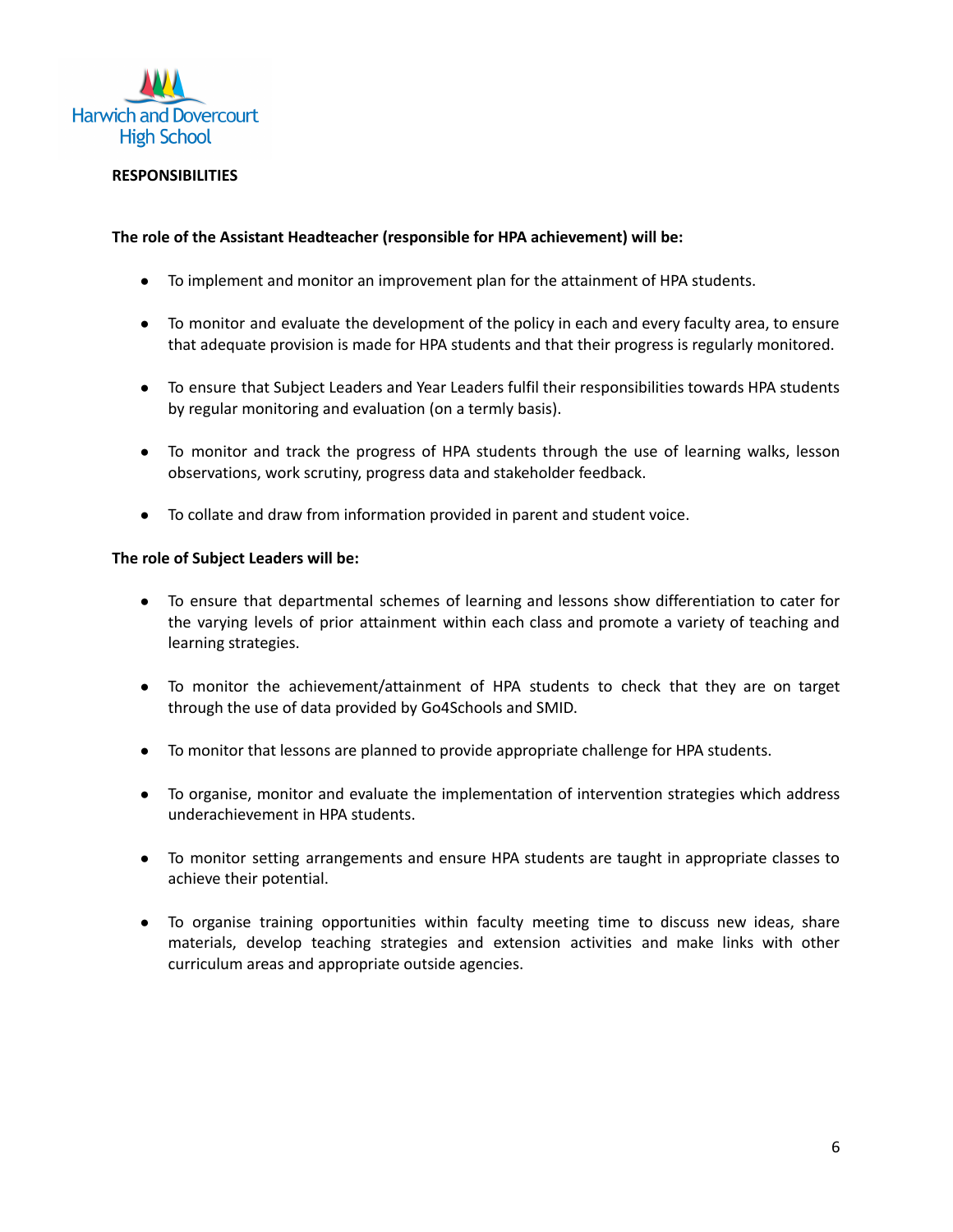## RESPONSIBILITIES

**The role of the Assistant Headteacher (responsible for HPA achievement) will be:**

- To implement and monitor an improvement plan for the attainment of HPA students.
- To monitor and evaluate the development of the policy in each and every faculty area, to ensure that adequate provision is made for HPA students and that their progress is regularly monitored.
- To ensure that Subject Leaders and Year Leaders fulfil their responsibilities towards HPA students by regular monitoring and evaluation (on a termly basis).
- To monitor and track the progress of HPA students through the use of learning walks, lesson observations, work scrutiny, progress data and stakeholder feedback.
- To collate and draw from information provided in parent and student voice.

**The role of Subject Leaders will be:**

- To ensure that departmental schemes of learning and lessons show differentiation to cater for the varying levels of prior attainment within each class and promote a variety of teaching and learning strategies.
- To monitor the achievement/attainment of HPA students to check that they are on target through the use of data provided by Go4Schools and SMID.
- To monitor that lessons are planned to provide appropriate challenge for HPA students.
- To organise, monitor and evaluate the implementation of intervention strategies which address underachievement in HPA students.
- To monitor setting arrangements and ensure HPA students are taught in appropriate classes to achieve their potential.
- To organise training opportunities within faculty meeting time to discuss new ideas, share materials, develop teaching strategies and extension activities and make links with other curriculum areas and appropriate outside agencies.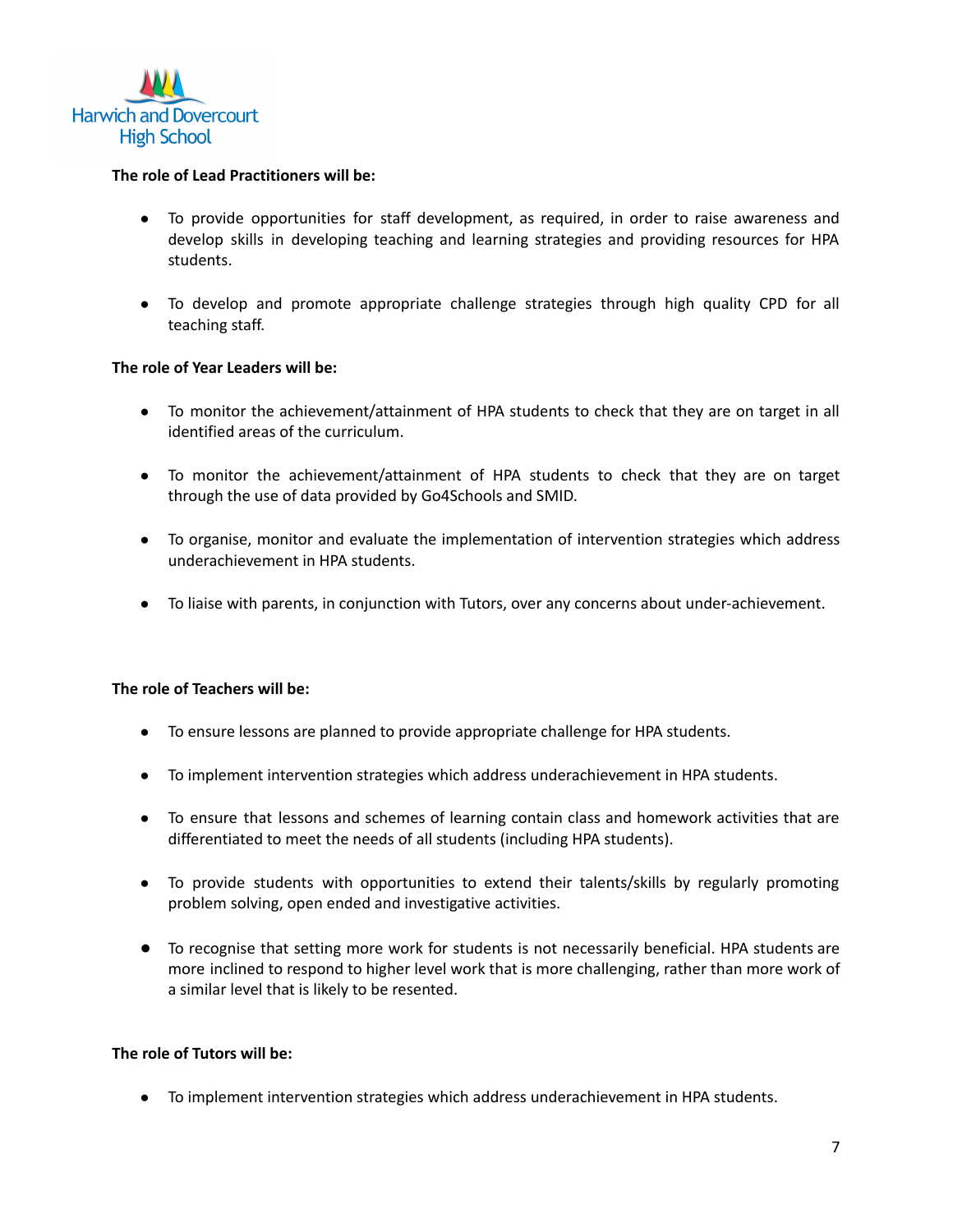**The role of Lead Practitioners will be:**

- To provide opportunities for staff development, as required, in order to raise awareness and develop skills in developing teaching and learning strategies and providing resources for HPA students.

- To develop and promote appropriate challenge strategies through high quality CPD for all teaching staff.

**The role of Year Leaders will be:**

- To monitor the achievement/attainment of HPA students to check that they are on target in all identified areas of the curriculum.

- To monitor the achievement/attainment of HPA students to check that they are on target through the use of data provided by Go4Schools and SMID.

- To organise, monitor and evaluate the implementation of intervention strategies which address underachievement in HPA students.

- To liaise with parents, in conjunction with Tutors, over any concerns about under-achievement.

**The role of Teachers will be:**

- To ensure lessons are planned to provide appropriate challenge for HPA students.

- To implement intervention strategies which address underachievement in HPA students.

- To ensure that lessons and schemes of learning contain class and homework activities that are differentiated to meet the needs of all students (including HPA students).

- To provide students with opportunities to extend their talents/skills by regularly promoting problem solving, open ended and investigative activities.

- To recognise that setting more work for students is not necessarily beneficial. HPA students are more inclined to respond to higher level work that is more challenging, rather than more work of a similar level that is likely to be resented.

**The role of Tutors will be:**

- To implement intervention strategies which address underachievement in HPA students.